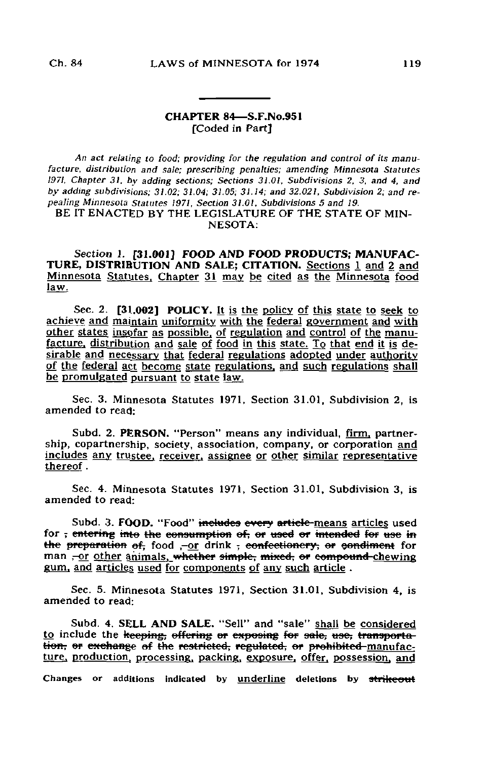## CHAPTER 84—S.F.No.951
[Coded in Part]

*An act relating to food; providing for the regulation and control of its manufacture, distribution and sale; prescribing penalties; amending Minnesota Statutes 1971, Chapter 31, by adding sections; Sections 31.01, Subdivisions 2, 3, and 4, and by adding subdivisions; 31.02; 31.04; 31.05; 31.14; and 32.021, Subdivision 2; and repealing Minnesota Statutes 1971, Section 31.01, Subdivisions 5 and 19.*

BE IT ENACTED BY THE LEGISLATURE OF THE STATE OF MINNESOTA:

*Section 1.* **[31.001] FOOD AND FOOD PRODUCTS; MANUFACTURE, DISTRIBUTION AND SALE; CITATION.** <u>Sections 1 and 2 and Minnesota Statutes, Chapter 31 may be cited as the Minnesota food law.</u>

Sec. 2. **[31.002] POLICY.** <u>It is the policy of this state to seek to achieve and maintain uniformity with the federal government and with other states insofar as possible, of regulation and control of the manufacture, distribution and sale of food in this state. To that end it is desirable and necessary that federal regulations adopted under authority of the federal act become state regulations, and such regulations shall be promulgated pursuant to state law.</u>

Sec. 3. Minnesota Statutes 1971, Section 31.01, Subdivision 2, is amended to read:

Subd. 2. **PERSON.** "Person" means any individual, <u>firm,</u> partnership, copartnership, society, association, company, or corporation <u>and includes any trustee, receiver, assignee or other similar representative thereof</u>.

Sec. 4. Minnesota Statutes 1971, Section 31.01, Subdivision 3, is amended to read:

Subd. 3. **FOOD.** "Food" ~~includes every article~~<u>means articles</u> used for ~~; entering into the consumption of, or used or intended for use in the preparation of,~~ food ~~,~~<u>or</u> drink ~~; confectionery, or condiment~~ for man ~~,~~<u>or other animals,</u> ~~whether simple, mixed, or compound~~<u>chewing gum, and articles used for components of any such article</u>.

Sec. 5. Minnesota Statutes 1971, Section 31.01, Subdivision 4, is amended to read:

Subd. 4. **SELL AND SALE.** "Sell" and "sale" <u>shall be considered to</u> include the ~~keeping, offering or exposing for sale, use, transportation, or exchange of the restricted, regulated, or prohibited~~<u>manufacture, production, processing, packing, exposure, offer, possession, and</u>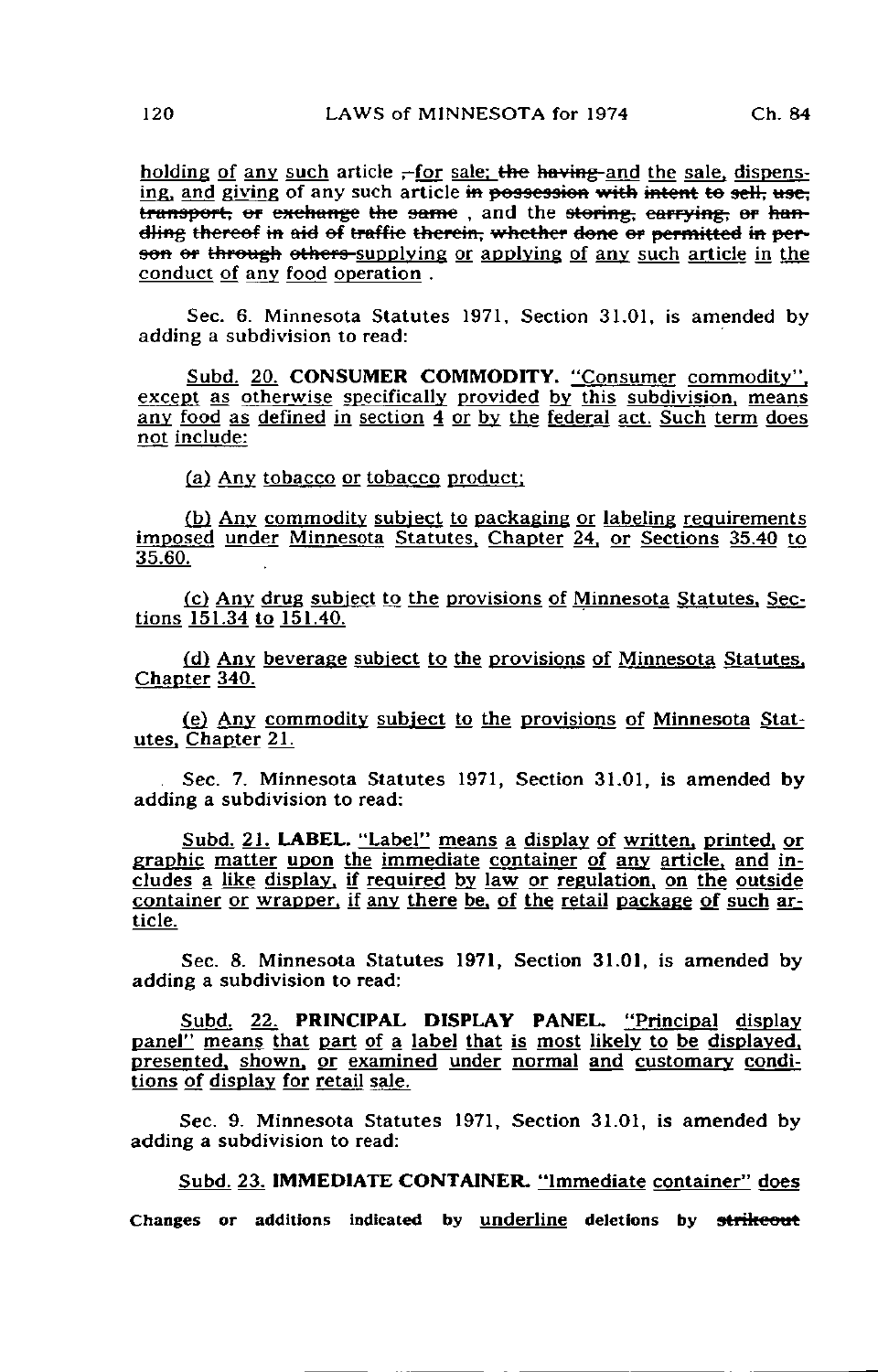<u>holding of any such article</u> ~~,~~<u>for sale;</u> ~~the having~~ <u>and the sale, dispensing, and giving</u> of any such article ~~in possession with intent to sell, use, transport, or exchange the same~~ , and the ~~storing, carrying, or handling thereof in aid of traffic therein, whether done or permitted in person or through others~~ <u>supplying or applying of any such article in the conduct of any food operation</u> .

Sec. 6. Minnesota Statutes 1971, Section 31.01, is amended by adding a subdivision to read:

<u>Subd. 20.</u> **<u>CONSUMER COMMODITY.</u>** <u>"Consumer commodity", except as otherwise specifically provided by this subdivision, means any food as defined in section 4 or by the federal act. Such term does not include:</u>

<u>(a) Any tobacco or tobacco product;</u>

<u>(b) Any commodity subject to packaging or labeling requirements imposed under Minnesota Statutes, Chapter 24, or Sections 35.40 to 35.60.</u>

<u>(c) Any drug subject to the provisions of Minnesota Statutes, Sections 151.34 to 151.40.</u>

<u>(d) Any beverage subject to the provisions of Minnesota Statutes, Chapter 340.</u>

<u>(e) Any commodity subject to the provisions of Minnesota Statutes, Chapter 21.</u>

Sec. 7. Minnesota Statutes 1971, Section 31.01, is amended by adding a subdivision to read:

<u>Subd. 21.</u> **<u>LABEL.</u>** <u>"Label" means a display of written, printed, or graphic matter upon the immediate container of any article, and includes a like display, if required by law or regulation, on the outside container or wrapper, if any there be, of the retail package of such article.</u>

Sec. 8. Minnesota Statutes 1971, Section 31.01, is amended by adding a subdivision to read:

<u>Subd. 22.</u> **<u>PRINCIPAL DISPLAY PANEL.</u>** <u>"Principal display panel" means that part of a label that is most likely to be displayed, presented, shown, or examined under normal and customary conditions of display for retail sale.</u>

Sec. 9. Minnesota Statutes 1971, Section 31.01, is amended by adding a subdivision to read:

<u>Subd. 23.</u> **<u>IMMEDIATE CONTAINER.</u>** <u>"Immediate container" does</u>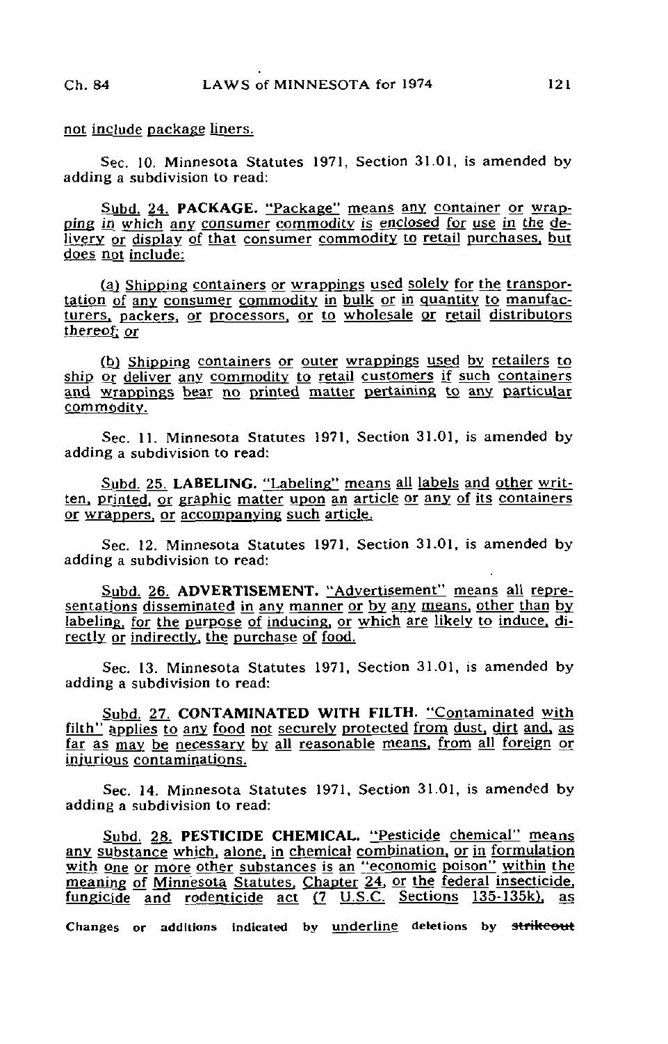not include package liners.

Sec. 10. Minnesota Statutes 1971, Section 31.01, is amended by adding a subdivision to read:

Subd. 24. **PACKAGE.** "Package" means any container or wrapping in which any consumer commodity is enclosed for use in the delivery or display of that consumer commodity to retail purchases, but does not include:

(a) Shipping containers or wrappings used solely for the transportation of any consumer commodity in bulk or in quantity to manufacturers, packers, or processors, or to wholesale or retail distributors thereof; or

(b) Shipping containers or outer wrappings used by retailers to ship or deliver any commodity to retail customers if such containers and wrappings bear no printed matter pertaining to any particular commodity.

Sec. 11. Minnesota Statutes 1971, Section 31.01, is amended by adding a subdivision to read:

Subd. 25. **LABELING.** "Labeling" means all labels and other written, printed, or graphic matter upon an article or any of its containers or wrappers, or accompanying such article.

Sec. 12. Minnesota Statutes 1971, Section 31.01, is amended by adding a subdivision to read:

Subd. 26. **ADVERTISEMENT.** "Advertisement" means all representations disseminated in any manner or by any means, other than by labeling, for the purpose of inducing, or which are likely to induce, directly or indirectly, the purchase of food.

Sec. 13. Minnesota Statutes 1971, Section 31.01, is amended by adding a subdivision to read:

Subd. 27. **CONTAMINATED WITH FILTH.** "Contaminated with filth" applies to any food not securely protected from dust, dirt and, as far as may be necessary by all reasonable means, from all foreign or injurious contaminations.

Sec. 14. Minnesota Statutes 1971, Section 31.01, is amended by adding a subdivision to read:

Subd. 28. **PESTICIDE CHEMICAL.** "Pesticide chemical" means any substance which, alone, in chemical combination, or in formulation with one or more other substances is an "economic poison" within the meaning of Minnesota Statutes, Chapter 24, or the federal insecticide, fungicide and rodenticide act (7 U.S.C. Sections 135-135k), as

Changes or additions indicated by underline deletions by ~~strikeout~~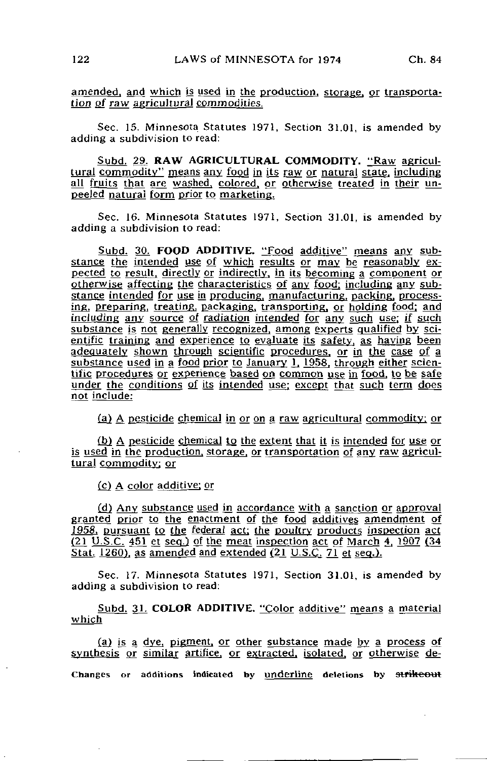amended, and which is used in the production, storage, or transportation of raw agricultural commodities.

Sec. 15. Minnesota Statutes 1971, Section 31.01, is amended by adding a subdivision to read:

Subd. 29. **RAW AGRICULTURAL COMMODITY.** "Raw agricultural commodity" means any food in its raw or natural state, including all fruits that are washed, colored, or otherwise treated in their unpeeled natural form prior to marketing.

Sec. 16. Minnesota Statutes 1971, Section 31.01, is amended by adding a subdivision to read:

Subd. 30. **FOOD ADDITIVE.** "Food additive" means any substance the intended use of which results or may be reasonably expected to result, directly or indirectly, in its becoming a component or otherwise affecting the characteristics of any food; including any substance intended for use in producing, manufacturing, packing, processing, preparing, treating, packaging, transporting, or holding food; and including any source of radiation intended for any such use; if such substance is not generally recognized, among experts qualified by scientific training and experience to evaluate its safety, as having been adequately shown through scientific procedures, or in the case of a substance used in a food prior to January 1, 1958, through either scientific procedures or experience based on common use in food, to be safe under the conditions of its intended use; except that such term does not include:

(a) A pesticide chemical in or on a raw agricultural commodity; or

(b) A pesticide chemical to the extent that it is intended for use or is used in the production, storage, or transportation of any raw agricultural commodity; or

(c) A color additive; or

(d) Any substance used in accordance with a sanction or approval granted prior to the enactment of the food additives amendment of 1958, pursuant to the federal act; the poultry products inspection act (21 U.S.C. 451 et seq.) of the meat inspection act of March 4, 1907 (34 Stat. 1260), as amended and extended (21 U.S.C. 71 et seq.).

Sec. 17. Minnesota Statutes 1971, Section 31.01, is amended by adding a subdivision to read:

Subd. 31. **COLOR ADDITIVE.** "Color additive" means a material which

(a) is a dye, pigment, or other substance made by a process of synthesis or similar artifice, or extracted, isolated, or otherwise de-

Changes or additions indicated by underline deletions by ~~strikeout~~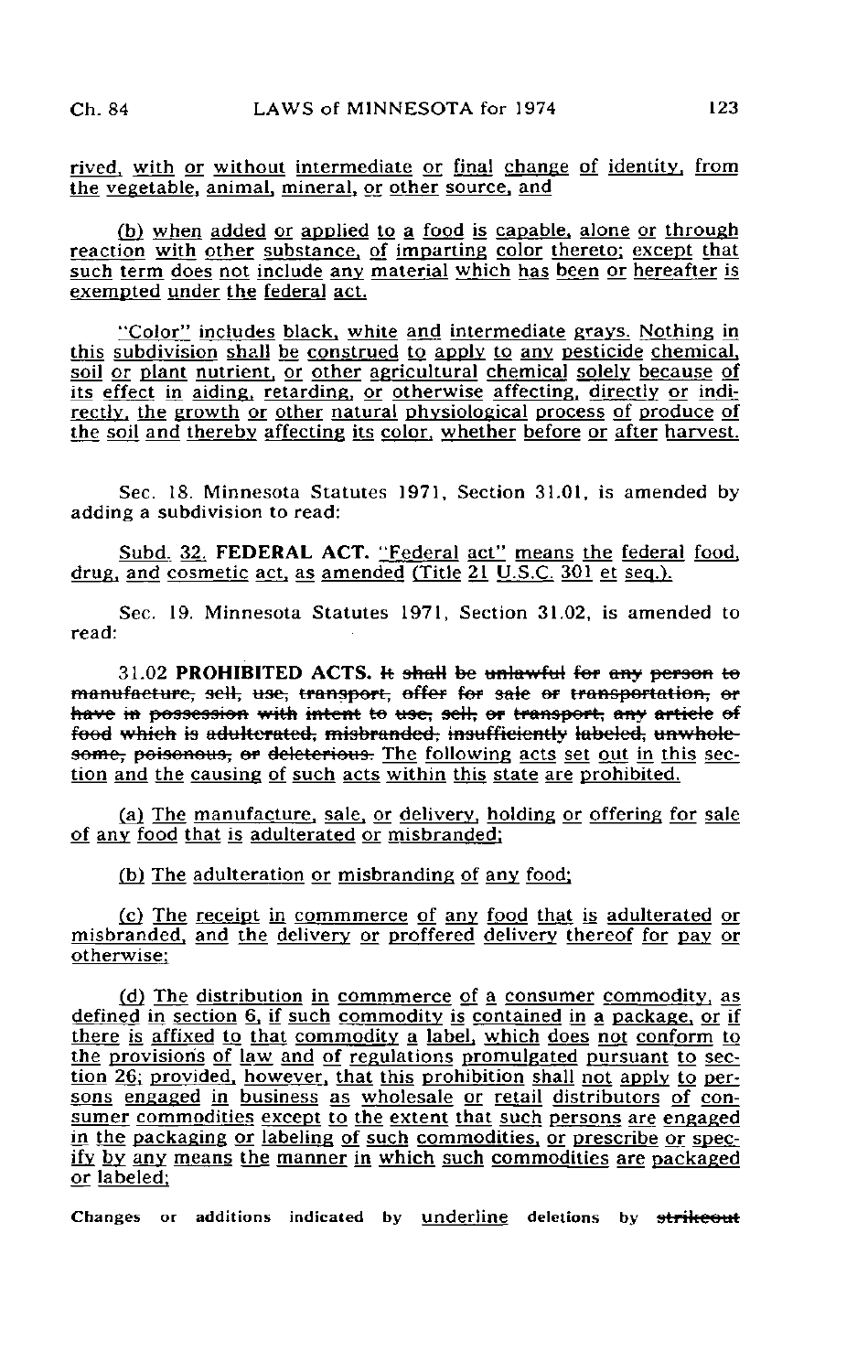rived, with or without intermediate or final change of identity, from the vegetable, animal, mineral, or other source, and

(b) when added or applied to a food is capable, alone or through reaction with other substance, of imparting color thereto; except that such term does not include any material which has been or hereafter is exempted under the federal act.

"Color" includes black, white and intermediate grays. Nothing in this subdivision shall be construed to apply to any pesticide chemical, soil or plant nutrient, or other agricultural chemical solely because of its effect in aiding, retarding, or otherwise affecting, directly or indirectly, the growth or other natural physiological process of produce of the soil and thereby affecting its color, whether before or after harvest.

Sec. 18. Minnesota Statutes 1971, Section 31.01, is amended by adding a subdivision to read:

Subd. 32. **FEDERAL ACT.** "Federal act" means the federal food, drug, and cosmetic act, as amended (Title 21 U.S.C. 301 et seq.).

Sec. 19. Minnesota Statutes 1971, Section 31.02, is amended to read:

31.02 **PROHIBITED ACTS.** ~~It shall be unlawful for any person to manufacture, sell, use, transport, offer for sale or transportation, or have in possession with intent to use, sell, or transport, any article of food which is adulterated, misbranded, insufficiently labeled, unwholesome, poisonous, or deleterious.~~ The following acts set out in this section and the causing of such acts within this state are prohibited.

(a) The manufacture, sale, or delivery, holding or offering for sale of any food that is adulterated or misbranded;

(b) The adulteration or misbranding of any food;

(c) The receipt in commmerce of any food that is adulterated or misbranded, and the delivery or proffered delivery thereof for pay or otherwise;

(d) The distribution in commmerce of a consumer commodity, as defined in section 6, if such commodity is contained in a package, or if there is affixed to that commodity a label, which does not conform to the provisions of law and of regulations promulgated pursuant to section 26; provided, however, that this prohibition shall not apply to persons engaged in business as wholesale or retail distributors of consumer commodities except to the extent that such persons are engaged in the packaging or labeling of such commodities, or prescribe or specify by any means the manner in which such commodities are packaged or labeled;

Changes or additions indicated by underline deletions by ~~strikeout~~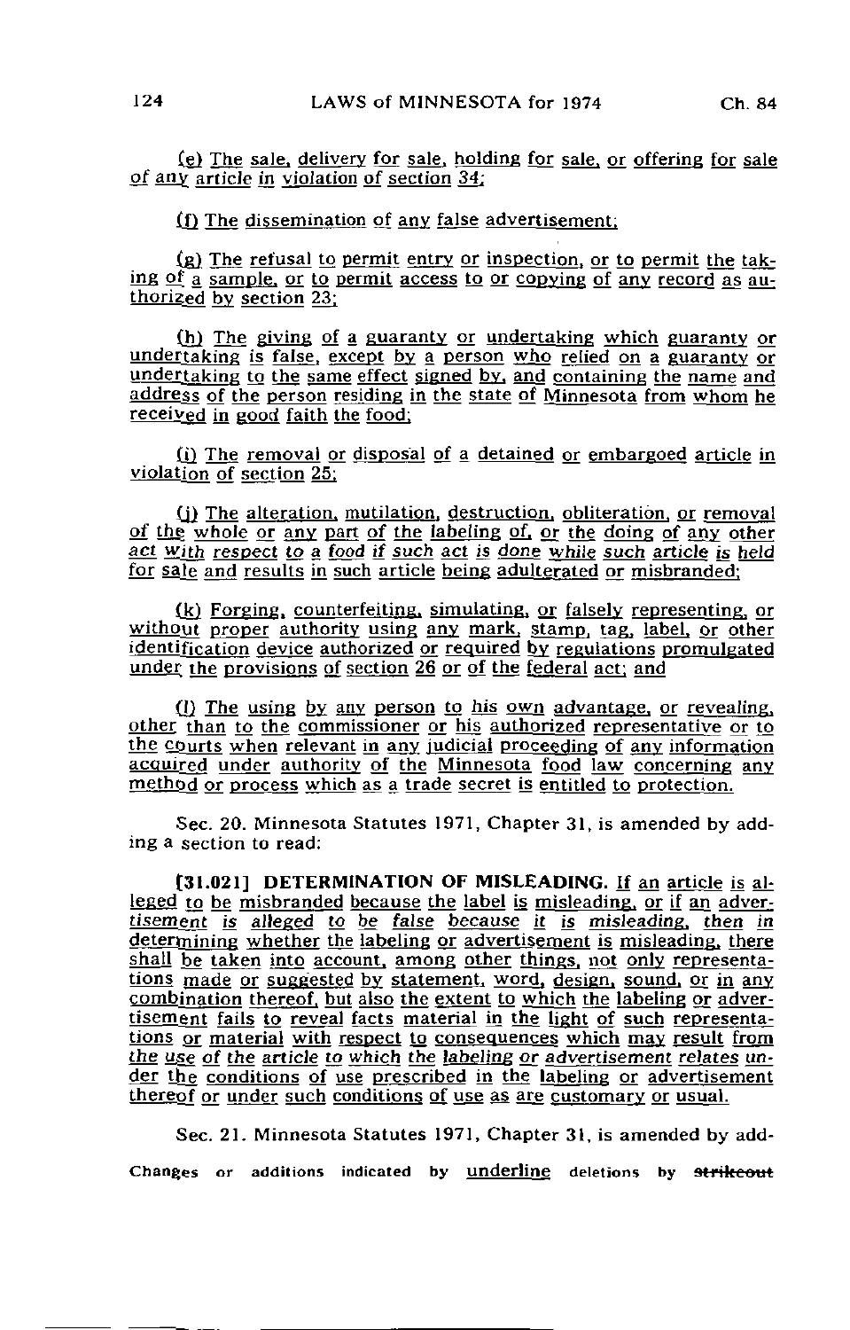(e) The sale, delivery for sale, holding for sale, or offering for sale of any article in violation of section 34;

(f) The dissemination of any false advertisement;

(g) The refusal to permit entry or inspection, or to permit the taking of a sample, or to permit access to or copying of any record as authorized by section 23;

(h) The giving of a guaranty or undertaking which guaranty or undertaking is false, except by a person who relied on a guaranty or undertaking to the same effect signed by, and containing the name and address of the person residing in the state of Minnesota from whom he received in good faith the food;

(i) The removal or disposal of a detained or embargoed article in violation of section 25;

(j) The alteration, mutilation, destruction, obliteration, or removal of the whole or any part of the labeling of, or the doing of any other act with respect to a food if such act is done while such article is held for sale and results in such article being adulterated or misbranded;

(k) Forging, counterfeiting, simulating, or falsely representing, or without proper authority using any mark, stamp, tag, label, or other identification device authorized or required by regulations promulgated under the provisions of section 26 or of the federal act; and

(l) The using by any person to his own advantage, or revealing, other than to the commissioner or his authorized representative or to the courts when relevant in any judicial proceeding of any information acquired under authority of the Minnesota food law concerning any method or process which as a trade secret is entitled to protection.

Sec. 20. Minnesota Statutes 1971, Chapter 31, is amended by adding a section to read:

**[31.021] DETERMINATION OF MISLEADING.** If an article is alleged to be misbranded because the label is misleading, or if an advertisement is alleged to be false because it is misleading, then in determining whether the labeling or advertisement is misleading, there shall be taken into account, among other things, not only representations made or suggested by statement, word, design, sound, or in any combination thereof, but also the extent to which the labeling or advertisement fails to reveal facts material in the light of such representations or material with respect to consequences which may result from the use of the article to which the labeling or advertisement relates under the conditions of use prescribed in the labeling or advertisement thereof or under such conditions of use as are customary or usual.

Sec. 21. Minnesota Statutes 1971, Chapter 31, is amended by add-

Changes or additions indicated by underline deletions by ~~strikeout~~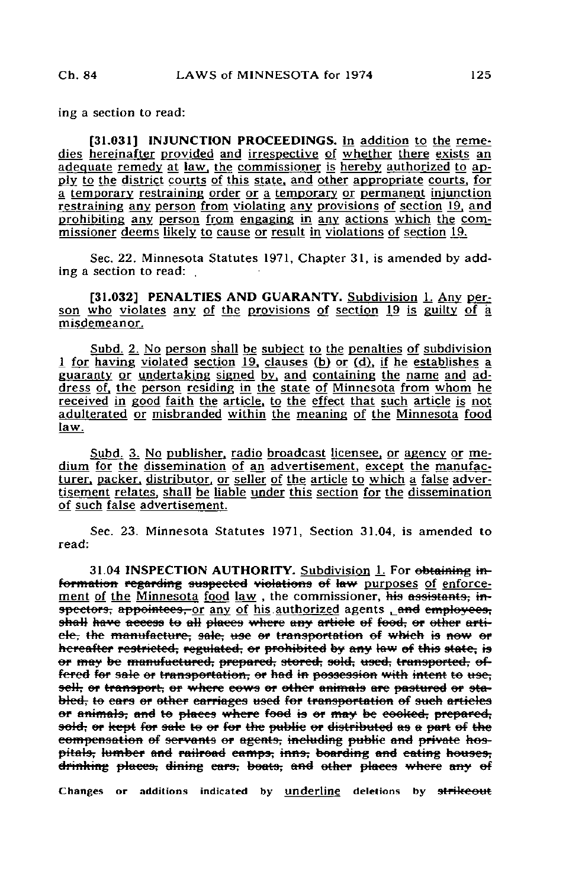ing a section to read:

[31.031] INJUNCTION PROCEEDINGS. In addition to the remedies hereinafter provided and irrespective of whether there exists an adequate remedy at law, the commissioner is hereby authorized to apply to the district courts of this state, and other appropriate courts, for a temporary restraining order or a temporary or permanent injunction restraining any person from violating any provisions of section 19, and prohibiting any person from engaging in any actions which the commissioner deems likely to cause or result in violations of section 19.

Sec. 22. Minnesota Statutes 1971, Chapter 31, is amended by adding a section to read:

[31.032] PENALTIES AND GUARANTY. Subdivision 1. Any person who violates any of the provisions of section 19 is guilty of a misdemeanor.

Subd. 2. No person shall be subject to the penalties of subdivision 1 for having violated section 19, clauses (b) or (d), if he establishes a guaranty or undertaking signed by, and containing the name and address of, the person residing in the state of Minnesota from whom he received in good faith the article, to the effect that such article is not adulterated or misbranded within the meaning of the Minnesota food law.

Subd. 3. No publisher, radio broadcast licensee, or agency or medium for the dissemination of an advertisement, except the manufacturer, packer, distributor, or seller of the article to which a false advertisement relates, shall be liable under this section for the dissemination of such false advertisement.

Sec. 23. Minnesota Statutes 1971, Section 31.04, is amended to read:

31.04 INSPECTION AUTHORITY. Subdivision 1. For ~~obtaining information regarding suspected violations of law~~ purposes of enforcement of the Minnesota food law, the commissioner, ~~his assistants, inspectors, appointees, or~~ any of his authorized agents, ~~and employees, shall have access to all places where any article of food, or other article, the manufacture, sale, use or transportation of which is now or hereafter restricted, regulated, or prohibited by any law of this state, is or may be manufactured, prepared, stored, sold, used, transported, offered for sale or transportation, or had in possession with intent to use, sell, or transport, or where cows or other animals are pastured or stabled, to cars or other carriages used for transportation of such articles or animals, and to places where food is or may be cooked, prepared, sold, or kept for sale to or for the public or distributed as a part of the compensation of servants or agents, including public and private hospitals, lumber and railroad camps, inns, boarding and eating houses, drinking places, dining cars, boats, and other places where any of~~

Changes or additions indicated by underline deletions by ~~strikeout~~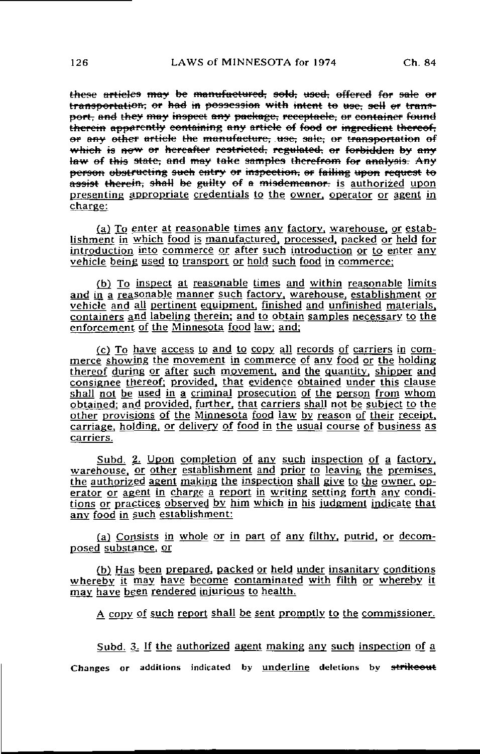~~these articles may be manufactured, sold, used, offered for sale or transportation, or had in possession with intent to use, sell or transport, and they may inspect any package, receptacle, or container found therein apparently containing any article of food or ingredient thereof, or any other article the manufacture, use, sale, or transportation of which is now or hereafter restricted, regulated, or forbidden by any law of this state, and may take samples therefrom for analysis. Any person obstructing such entry or inspection, or failing upon request to assist therein, shall be guilty of a misdemeanor.~~ <u>is authorized upon presenting appropriate credentials to the owner, operator or agent in charge:</u>

<u>(a) To enter at reasonable times any factory, warehouse, or establishment in which food is manufactured, processed, packed or held for introduction into commerce or after such introduction or to enter any vehicle being used to transport or hold such food in commerce;</u>

<u>(b) To inspect at reasonable times and within reasonable limits and in a reasonable manner such factory, warehouse, establishment or vehicle and all pertinent equipment, finished and unfinished materials, containers and labeling therein; and to obtain samples necessary to the enforcement of the Minnesota food law; and;</u>

<u>(c) To have access to and to copy all records of carriers in commerce showing the movement in commerce of any food or the holding thereof during or after such movement, and the quantity, shipper and consignee thereof; provided, that evidence obtained under this clause shall not be used in a criminal prosecution of the person from whom obtained; and provided, further, that carriers shall not be subject to the other provisions of the Minnesota food law by reason of their receipt, carriage, holding, or delivery of food in the usual course of business as carriers.</u>

<u>Subd. 2. Upon completion of any such inspection of a factory, warehouse, or other establishment and prior to leaving the premises, the authorized agent making the inspection shall give to the owner, operator or agent in charge a report in writing setting forth any conditions or practices observed by him which in his judgment indicate that any food in such establishment:</u>

<u>(a) Consists in whole or in part of any filthy, putrid, or decomposed substance, or</u>

<u>(b) Has been prepared, packed or held under insanitary conditions whereby it may have become contaminated with filth or whereby it may have been rendered injurious to health.</u>

<u>A copy of such report shall be sent promptly to the commissioner.</u>

<u>Subd. 3. If the authorized agent making any such inspection of a</u>

Changes or additions indicated by <u>underline</u> deletions by ~~strikeout~~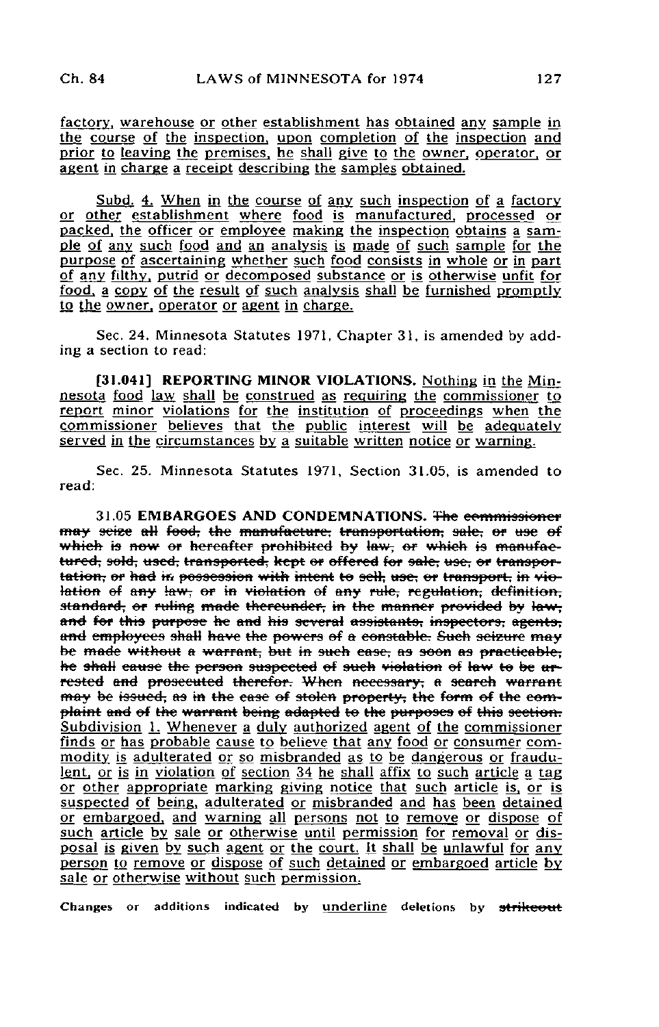factory, warehouse or other establishment has obtained any sample in the course of the inspection, upon completion of the inspection and prior to leaving the premises, he shall give to the owner, operator, or agent in charge a receipt describing the samples obtained.

Subd. 4. When in the course of any such inspection of a factory or other establishment where food is manufactured, processed or packed, the officer or employee making the inspection obtains a sample of any such food and an analysis is made of such sample for the purpose of ascertaining whether such food consists in whole or in part of any filthy, putrid or decomposed substance or is otherwise unfit for food, a copy of the result of such analysis shall be furnished promptly to the owner, operator or agent in charge.

Sec. 24. Minnesota Statutes 1971, Chapter 31, is amended by adding a section to read:

**[31.041] REPORTING MINOR VIOLATIONS.** Nothing in the Minnesota food law shall be construed as requiring the commissioner to report minor violations for the institution of proceedings when the commissioner believes that the public interest will be adequately served in the circumstances by a suitable written notice or warning.

Sec. 25. Minnesota Statutes 1971, Section 31.05, is amended to read:

31.05 **EMBARGOES AND CONDEMNATIONS.** ~~The commissioner may seize all food, the manufacture, transportation, sale, or use of which is now or hereafter prohibited by law, or which is manufactured, sold, used, transported, kept or offered for sale, use, or transportation, or had in possession with intent to sell, use, or transport, in violation of any law, or in violation of any rule, regulation, definition, standard, or ruling made thereunder, in the manner provided by law; and for this purpose he and his several assistants, inspectors, agents, and employees shall have the powers of a constable. Such seizure may be made without a warrant, but in such case, as soon as practicable, he shall cause the person suspected of such violation of law to be arrested and prosecuted therefor. When necessary, a search warrant may be issued, as in the case of stolen property, the form of the complaint and of the warrant being adapted to the purposes of this section.~~ Subdivision 1. Whenever a duly authorized agent of the commissioner finds or has probable cause to believe that any food or consumer commodity is adulterated or so misbranded as to be dangerous or fraudulent, or is in violation of section 34 he shall affix to such article a tag or other appropriate marking giving notice that such article is, or is suspected of being, adulterated or misbranded and has been detained or embargoed, and warning all persons not to remove or dispose of such article by sale or otherwise until permission for removal or disposal is given by such agent or the court. It shall be unlawful for any person to remove or dispose of such detained or embargoed article by sale or otherwise without such permission.

Changes or additions indicated by underline deletions by ~~strikeout~~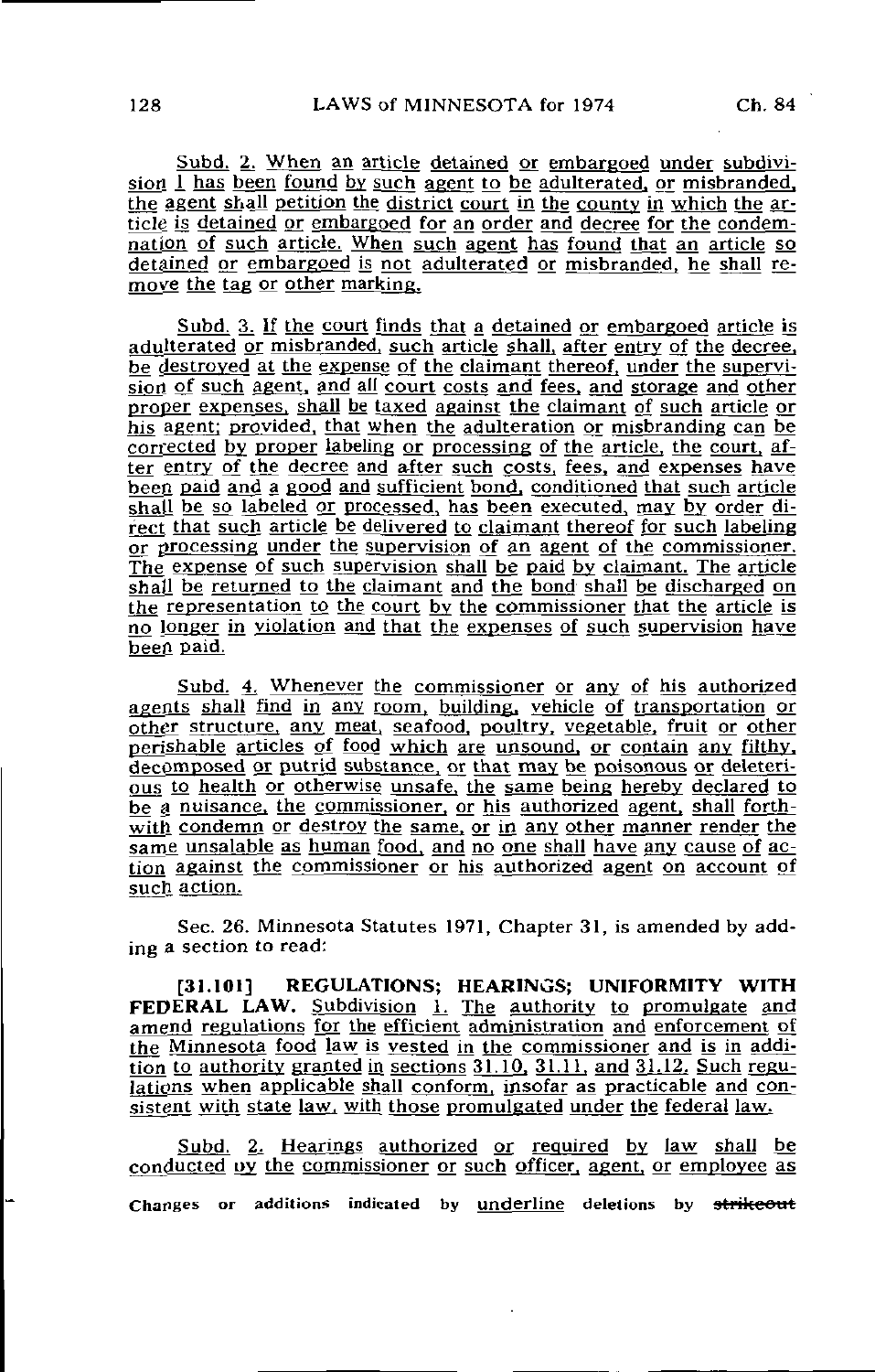Subd. 2. When an article detained or embargoed under subdivision 1 has been found by such agent to be adulterated, or misbranded, the agent shall petition the district court in the county in which the article is detained or embargoed for an order and decree for the condemnation of such article. When such agent has found that an article so detained or embargoed is not adulterated or misbranded, he shall remove the tag or other marking.

Subd. 3. If the court finds that a detained or embargoed article is adulterated or misbranded, such article shall, after entry of the decree, be destroyed at the expense of the claimant thereof, under the supervision of such agent, and all court costs and fees, and storage and other proper expenses, shall be taxed against the claimant of such article or his agent; provided, that when the adulteration or misbranding can be corrected by proper labeling or processing of the article, the court, after entry of the decree and after such costs, fees, and expenses have been paid and a good and sufficient bond, conditioned that such article shall be so labeled or processed, has been executed, may by order direct that such article be delivered to claimant thereof for such labeling or processing under the supervision of an agent of the commissioner. The expense of such supervision shall be paid by claimant. The article shall be returned to the claimant and the bond shall be discharged on the representation to the court by the commissioner that the article is no longer in violation and that the expenses of such supervision have been paid.

Subd. 4. Whenever the commissioner or any of his authorized agents shall find in any room, building, vehicle of transportation or other structure, any meat, seafood, poultry, vegetable, fruit or other perishable articles of food which are unsound, or contain any filthy, decomposed or putrid substance, or that may be poisonous or deleterious to health or otherwise unsafe, the same being hereby declared to be a nuisance, the commissioner, or his authorized agent, shall forthwith condemn or destroy the same, or in any other manner render the same unsalable as human food, and no one shall have any cause of action against the commissioner or his authorized agent on account of such action.

Sec. 26. Minnesota Statutes 1971, Chapter 31, is amended by adding a section to read:

**[31.101] REGULATIONS; HEARINGS; UNIFORMITY WITH FEDERAL LAW.** Subdivision 1. The authority to promulgate and amend regulations for the efficient administration and enforcement of the Minnesota food law is vested in the commissioner and is in addition to authority granted in sections 31.10, 31.11, and 31.12. Such regulations when applicable shall conform, insofar as practicable and consistent with state law, with those promulgated under the federal law.

Subd. 2. Hearings authorized or required by law shall be conducted by the commissioner or such officer, agent, or employee as

Changes or additions indicated by underline deletions by ~~strikeout~~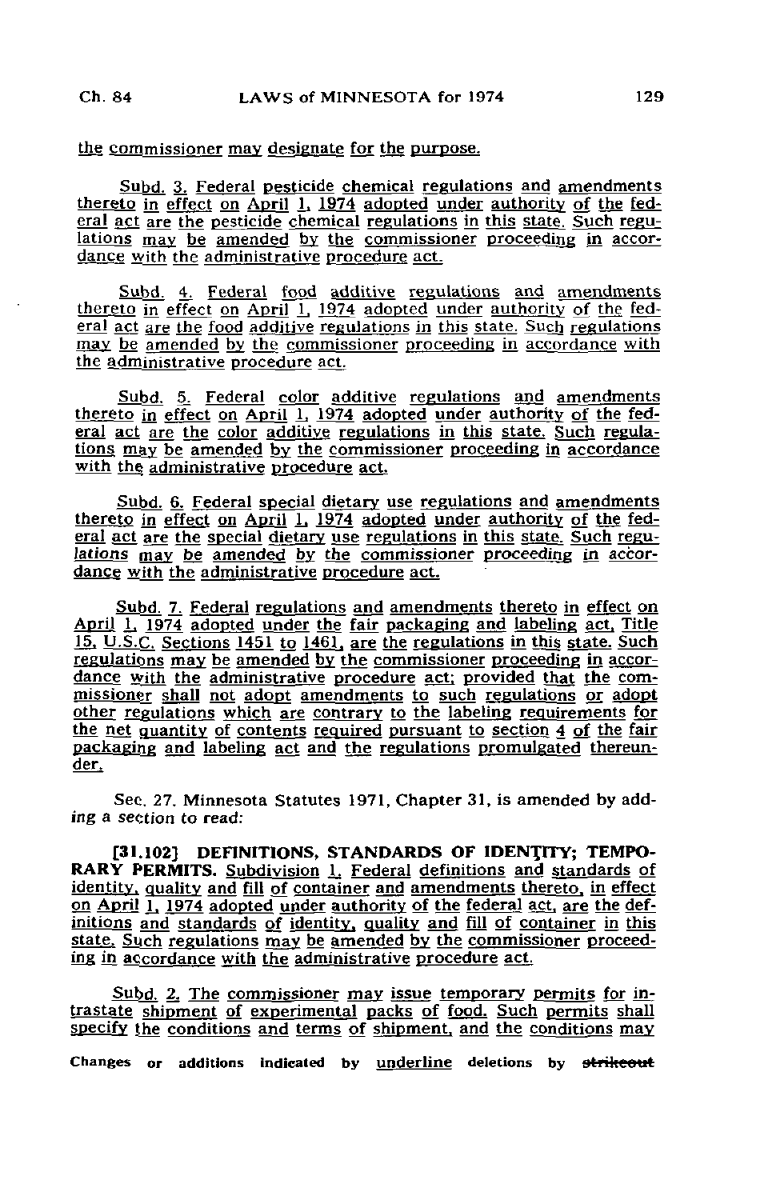the commissioner may designate for the purpose.

Subd. 3. Federal pesticide chemical regulations and amendments thereto in effect on April 1, 1974 adopted under authority of the federal act are the pesticide chemical regulations in this state. Such regulations may be amended by the commissioner proceeding in accordance with the administrative procedure act.

Subd. 4. Federal food additive regulations and amendments thereto in effect on April 1, 1974 adopted under authority of the federal act are the food additive regulations in this state. Such regulations may be amended by the commissioner proceeding in accordance with the administrative procedure act.

Subd. 5. Federal color additive regulations and amendments thereto in effect on April 1, 1974 adopted under authority of the federal act are the color additive regulations in this state. Such regulations may be amended by the commissioner proceeding in accordance with the administrative procedure act.

Subd. 6. Federal special dietary use regulations and amendments thereto in effect on April 1, 1974 adopted under authority of the federal act are the special dietary use regulations in this state. Such regulations may be amended by the commissioner proceeding in accordance with the administrative procedure act.

Subd. 7. Federal regulations and amendments thereto in effect on April 1, 1974 adopted under the fair packaging and labeling act, Title 15, U.S.C. Sections 1451 to 1461, are the regulations in this state. Such regulations may be amended by the commissioner proceeding in accordance with the administrative procedure act; provided that the commissioner shall not adopt amendments to such regulations or adopt other regulations which are contrary to the labeling requirements for the net quantity of contents required pursuant to section 4 of the fair packaging and labeling act and the regulations promulgated thereunder.

Sec. 27. Minnesota Statutes 1971, Chapter 31, is amended by adding a section to read:

**[31.102] DEFINITIONS, STANDARDS OF IDENTITY; TEMPORARY PERMITS.** Subdivision 1. Federal definitions and standards of identity, quality and fill of container and amendments thereto, in effect on April 1, 1974 adopted under authority of the federal act, are the definitions and standards of identity, quality and fill of container in this state. Such regulations may be amended by the commissioner proceeding in accordance with the administrative procedure act.

Subd. 2. The commissioner may issue temporary permits for intrastate shipment of experimental packs of food. Such permits shall specify the conditions and terms of shipment, and the conditions may

Changes or additions indicated by underline deletions by ~~strikeout~~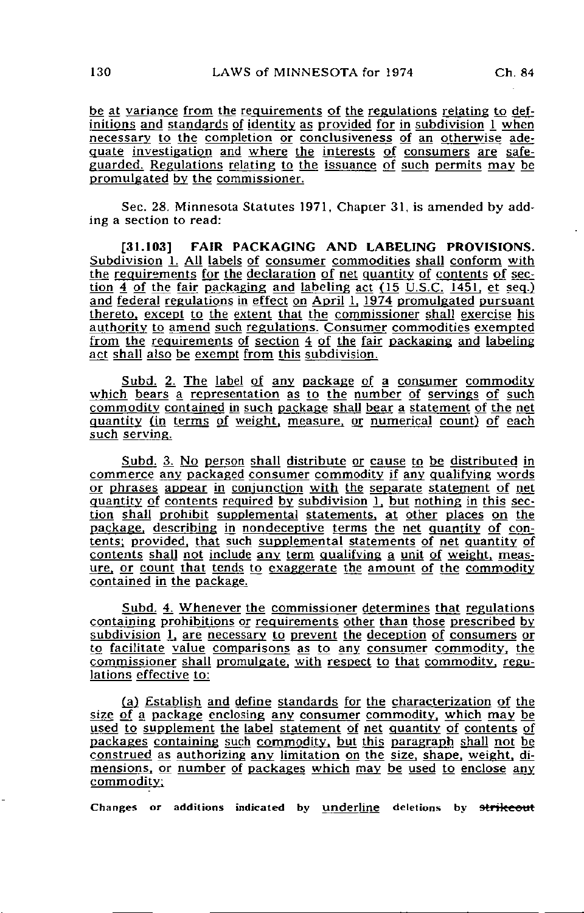be at variance from the requirements of the regulations relating to definitions and standards of identity as provided for in subdivision 1 when necessary to the completion or conclusiveness of an otherwise adequate investigation and where the interests of consumers are safeguarded. Regulations relating to the issuance of such permits may be promulgated by the commissioner.

Sec. 28. Minnesota Statutes 1971, Chapter 31, is amended by adding a section to read:

**[31.103] FAIR PACKAGING AND LABELING PROVISIONS.** Subdivision 1. All labels of consumer commodities shall conform with the requirements for the declaration of net quantity of contents of section 4 of the fair packaging and labeling act (15 U.S.C. 1451, et seq.) and federal regulations in effect on April 1, 1974 promulgated pursuant thereto, except to the extent that the commissioner shall exercise his authority to amend such regulations. Consumer commodities exempted from the requirements of section 4 of the fair packaging and labeling act shall also be exempt from this subdivision.

Subd. 2. The label of any package of a consumer commodity which bears a representation as to the number of servings of such commodity contained in such package shall bear a statement of the net quantity (in terms of weight, measure, or numerical count) of each such serving.

Subd. 3. No person shall distribute or cause to be distributed in commerce any packaged consumer commodity if any qualifying words or phrases appear in conjunction with the separate statement of net quantity of contents required by subdivision 1, but nothing in this section shall prohibit supplemental statements, at other places on the package, describing in nondeceptive terms the net quantity of contents; provided, that such supplemental statements of net quantity of contents shall not include any term qualifying a unit of weight, measure, or count that tends to exaggerate the amount of the commodity contained in the package.

Subd. 4. Whenever the commissioner determines that regulations containing prohibitions or requirements other than those prescribed by subdivision 1, are necessary to prevent the deception of consumers or to facilitate value comparisons as to any consumer commodity, the commissioner shall promulgate, with respect to that commodity, regulations effective to:

(a) Establish and define standards for the characterization of the size of a package enclosing any consumer commodity, which may be used to supplement the label statement of net quantity of contents of packages containing such commodity, but this paragraph shall not be construed as authorizing any limitation on the size, shape, weight, dimensions, or number of packages which may be used to enclose any commodity;

Changes or additions indicated by underline deletions by ~~strikeout~~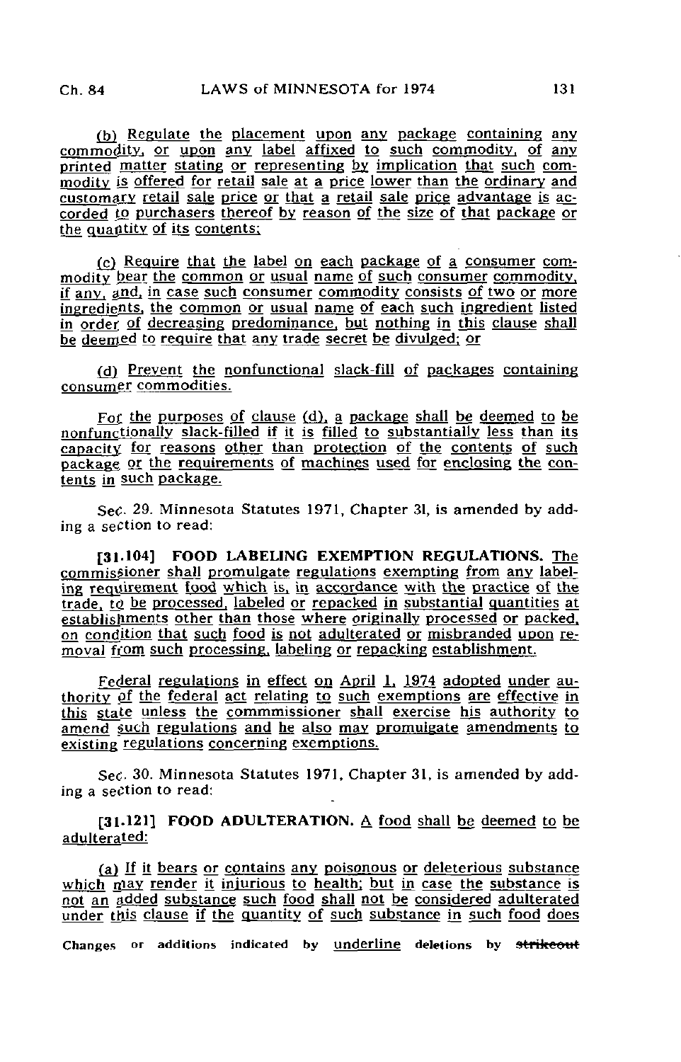(b) Regulate the placement upon any package containing any commodity, or upon any label affixed to such commodity, of any printed matter stating or representing by implication that such commodity is offered for retail sale at a price lower than the ordinary and customary retail sale price or that a retail sale price advantage is accorded to purchasers thereof by reason of the size of that package or the quantity of its contents;

(c) Require that the label on each package of a consumer commodity bear the common or usual name of such consumer commodity, if any, and, in case such consumer commodity consists of two or more ingredients, the common or usual name of each such ingredient listed in order of decreasing predominance, but nothing in this clause shall be deemed to require that any trade secret be divulged; or

(d) Prevent the nonfunctional slack-fill of packages containing consumer commodities.

For the purposes of clause (d), a package shall be deemed to be nonfunctionally slack-filled if it is filled to substantially less than its capacity for reasons other than protection of the contents of such package or the requirements of machines used for enclosing the contents in such package.

Sec. 29. Minnesota Statutes 1971, Chapter 31, is amended by adding a section to read:

**[31.104] FOOD LABELING EXEMPTION REGULATIONS.** The commissioner shall promulgate regulations exempting from any labeling requirement food which is, in accordance with the practice of the trade, to be processed, labeled or repacked in substantial quantities at establishments other than those where originally processed or packed, on condition that such food is not adulterated or misbranded upon removal from such processing, labeling or repacking establishment.

Federal regulations in effect on April 1, 1974 adopted under authority of the federal act relating to such exemptions are effective in this state unless the commmissioner shall exercise his authority to amend such regulations and he also may promulgate amendments to existing regulations concerning exemptions.

Sec. 30. Minnesota Statutes 1971, Chapter 31, is amended by adding a section to read:

**[31.121] FOOD ADULTERATION.** A food shall be deemed to be adulterated:

(a) If it bears or contains any poisonous or deleterious substance which may render it injurious to health; but in case the substance is not an added substance such food shall not be considered adulterated under this clause if the quantity of such substance in such food does

Changes or additions indicated by underline deletions by ~~strikeout~~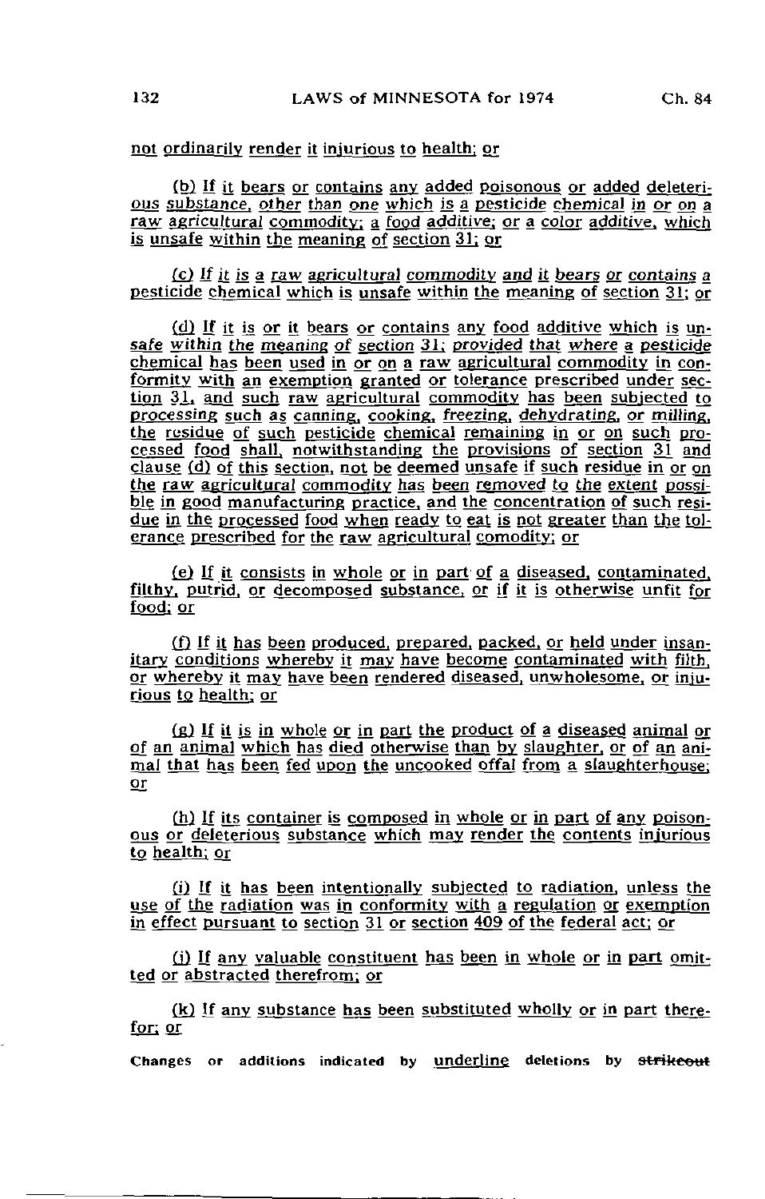not ordinarily render it injurious to health; or

(b) If it bears or contains any added poisonous or added deleterious substance, other than one which is a pesticide chemical in or on a raw agricultural commodity; a food additive; or a color additive, which is unsafe within the meaning of section 31; or

(c) If it is a raw agricultural commodity and it bears or contains a pesticide chemical which is unsafe within the meaning of section 31; or

(d) If it is or it bears or contains any food additive which is unsafe within the meaning of section 31; provided that where a pesticide chemical has been used in or on a raw agricultural commodity in conformity with an exemption granted or tolerance prescribed under section 31, and such raw agricultural commodity has been subjected to processing such as canning, cooking, freezing, dehydrating, or milling, the residue of such pesticide chemical remaining in or on such processed food shall, notwithstanding the provisions of section 31 and clause (d) of this section, not be deemed unsafe if such residue in or on the raw agricultural commodity has been removed to the extent possible in good manufacturing practice, and the concentration of such residue in the processed food when ready to eat is not greater than the tolerance prescribed for the raw agricultural comodity; or

(e) If it consists in whole or in part of a diseased, contaminated, filthy, putrid, or decomposed substance, or if it is otherwise unfit for food; or

(f) If it has been produced, prepared, packed, or held under insanitary conditions whereby it may have become contaminated with filth, or whereby it may have been rendered diseased, unwholesome, or injurious to health; or

(g) If it is in whole or in part the product of a diseased animal or of an animal which has died otherwise than by slaughter, or of an animal that has been fed upon the uncooked offal from a slaughterhouse; or

(h) If its container is composed in whole or in part of any poisonous or deleterious substance which may render the contents injurious to health; or

(i) If it has been intentionally subjected to radiation, unless the use of the radiation was in conformity with a regulation or exemption in effect pursuant to section 31 or section 409 of the federal act; or

(j) If any valuable constituent has been in whole or in part omitted or abstracted therefrom; or

(k) If any substance has been substituted wholly or in part therefor; or

Changes or additions indicated by underline deletions by ~~strikeout~~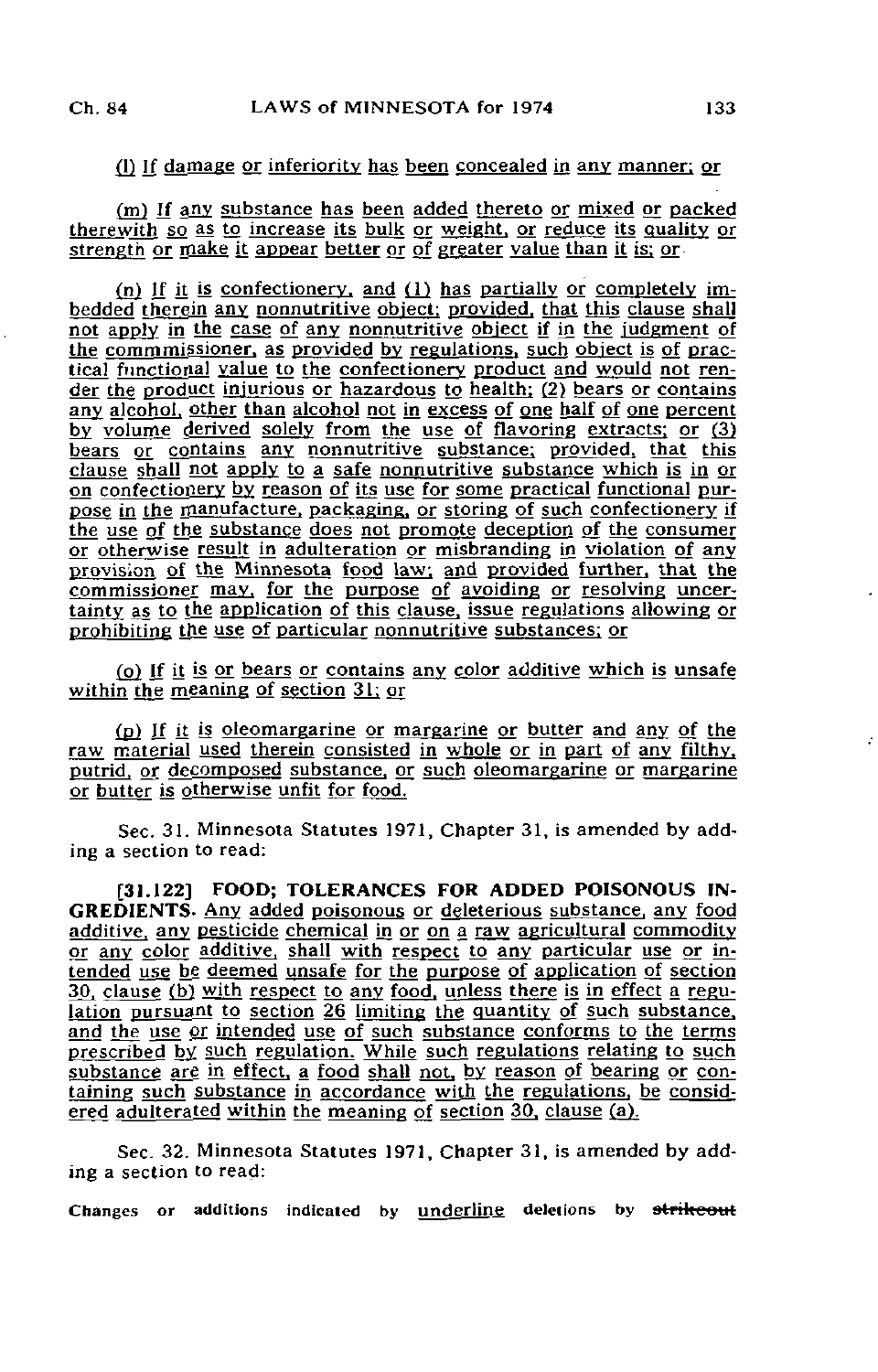(l) If damage or inferiority has been concealed in any manner; or

(m) If any substance has been added thereto or mixed or packed therewith so as to increase its bulk or weight, or reduce its quality or strength or make it appear better or of greater value than it is; or

(n) If it is confectionery, and (1) has partially or completely imbedded therein any nonnutritive object; provided, that this clause shall not apply in the case of any nonnutritive object if in the judgment of the commmissioner, as provided by regulations, such object is of practical functional value to the confectionery product and would not render the product injurious or hazardous to health; (2) bears or contains any alcohol, other than alcohol not in excess of one half of one percent by volume derived solely from the use of flavoring extracts; or (3) bears or contains any nonnutritive substance; provided, that this clause shall not apply to a safe nonnutritive substance which is in or on confectionery by reason of its use for some practical functional purpose in the manufacture, packaging, or storing of such confectionery if the use of the substance does not promote deception of the consumer or otherwise result in adulteration or misbranding in violation of any provision of the Minnesota food law; and provided further, that the commissioner may, for the purpose of avoiding or resolving uncertainty as to the application of this clause, issue regulations allowing or prohibiting the use of particular nonnutritive substances; or

(o) If it is or bears or contains any color additive which is unsafe within the meaning of section 31; or

(p) If it is oleomargarine or margarine or butter and any of the raw material used therein consisted in whole or in part of any filthy, putrid, or decomposed substance, or such oleomargarine or margarine or butter is otherwise unfit for food.

Sec. 31. Minnesota Statutes 1971, Chapter 31, is amended by adding a section to read:

**[31.122] FOOD; TOLERANCES FOR ADDED POISONOUS INGREDIENTS.** Any added poisonous or deleterious substance, any food additive, any pesticide chemical in or on a raw agricultural commodity or any color additive, shall with respect to any particular use or intended use be deemed unsafe for the purpose of application of section 30, clause (b) with respect to any food, unless there is in effect a regulation pursuant to section 26 limiting the quantity of such substance, and the use or intended use of such substance conforms to the terms prescribed by such regulation. While such regulations relating to such substance are in effect, a food shall not, by reason of bearing or containing such substance in accordance with the regulations, be considered adulterated within the meaning of section 30, clause (a).

Sec. 32. Minnesota Statutes 1971, Chapter 31, is amended by adding a section to read:

Changes or additions indicated by underline deletions by ~~strikeout~~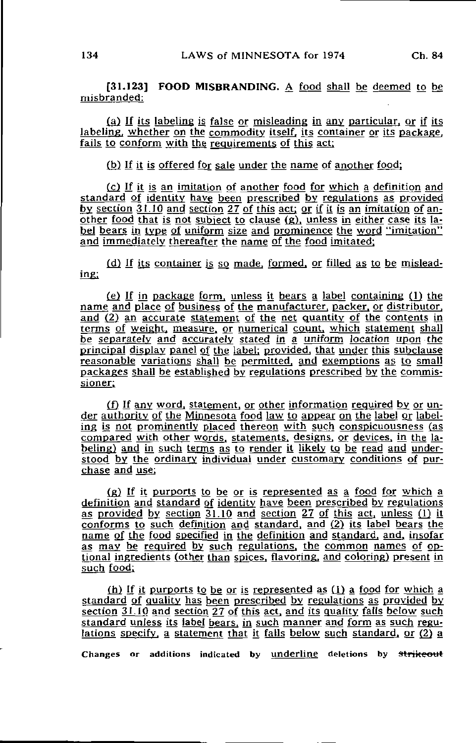[31.123] **FOOD MISBRANDING.** A food shall be deemed to be misbranded:

(a) If its labeling is false or misleading in any particular, or if its labeling, whether on the commodity itself, its container or its package, fails to conform with the requirements of this act;

(b) If it is offered for sale under the name of another food;

(c) If it is an imitation of another food for which a definition and standard of identity have been prescribed by regulations as provided by section 31.10 and section 27 of this act; or if it is an imitation of another food that is not subject to clause (g), unless in either case its label bears in type of uniform size and prominence the word "imitation" and immediately thereafter the name of the food imitated;

(d) If its container is so made, formed, or filled as to be misleading;

(e) If in package form, unless it bears a label containing (1) the name and place of business of the manufacturer, packer, or distributor, and (2) an accurate statement of the net quantity of the contents in terms of weight, measure, or numerical count, which statement shall be separately and accurately stated in a uniform location upon the principal display panel of the label; provided, that under this subclause reasonable variations shall be permitted, and exemptions as to small packages shall be established by regulations prescribed by the commissioner;

(f) If any word, statement, or other information required by or under authority of the Minnesota food law to appear on the label or labeling is not prominently placed thereon with such conspicuousness (as compared with other words, statements, designs, or devices, in the labeling) and in such terms as to render it likely to be read and understood by the ordinary individual under customary conditions of purchase and use;

(g) If it purports to be or is represented as a food for which a definition and standard of identity have been prescribed by regulations as provided by section 31.10 and section 27 of this act, unless (1) it conforms to such definition and standard, and (2) its label bears the name of the food specified in the definition and standard, and, insofar as may be required by such regulations, the common names of optional ingredients (other than spices, flavoring, and coloring) present in such food;

(h) If it purports to be or is represented as (1) a food for which a standard of quality has been prescribed by regulations as provided by section 31.10 and section 27 of this act, and its quality falls below such standard unless its label bears, in such manner and form as such regulations specify, a statement that it falls below such standard, or (2) a

Changes or additions indicated by underline deletions by ~~strikeout~~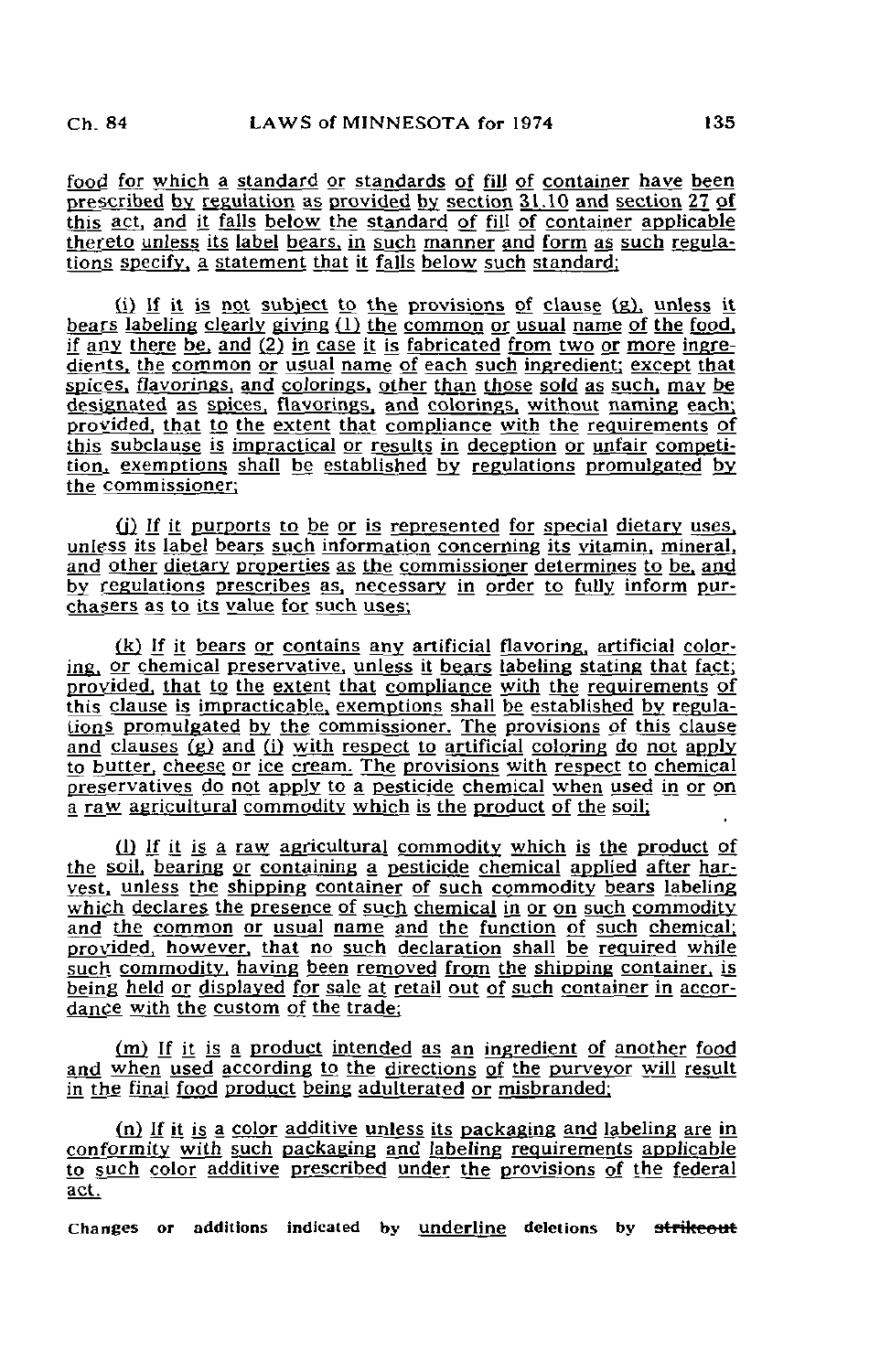food for which a standard or standards of fill of container have been prescribed by regulation as provided by section 31.10 and section 27 of this act, and it falls below the standard of fill of container applicable thereto unless its label bears, in such manner and form as such regulations specify, a statement that it falls below such standard;

(i) If it is not subject to the provisions of clause (g), unless it bears labeling clearly giving (1) the common or usual name of the food, if any there be, and (2) in case it is fabricated from two or more ingredients, the common or usual name of each such ingredient; except that spices, flavorings, and colorings, other than those sold as such, may be designated as spices, flavorings, and colorings, without naming each; provided, that to the extent that compliance with the requirements of this subclause is impractical or results in deception or unfair competition, exemptions shall be established by regulations promulgated by the commissioner;

(j) If it purports to be or is represented for special dietary uses, unless its label bears such information concerning its vitamin, mineral, and other dietary properties as the commissioner determines to be, and by regulations prescribes as, necessary in order to fully inform purchasers as to its value for such uses;

(k) If it bears or contains any artificial flavoring, artificial coloring, or chemical preservative, unless it bears labeling stating that fact; provided, that to the extent that compliance with the requirements of this clause is impracticable, exemptions shall be established by regulations promulgated by the commissioner. The provisions of this clause and clauses (g) and (i) with respect to artificial coloring do not apply to butter, cheese or ice cream. The provisions with respect to chemical preservatives do not apply to a pesticide chemical when used in or on a raw agricultural commodity which is the product of the soil;

(l) If it is a raw agricultural commodity which is the product of the soil, bearing or containing a pesticide chemical applied after harvest, unless the shipping container of such commodity bears labeling which declares the presence of such chemical in or on such commodity and the common or usual name and the function of such chemical; provided, however, that no such declaration shall be required while such commodity, having been removed from the shipping container, is being held or displayed for sale at retail out of such container in accordance with the custom of the trade;

(m) If it is a product intended as an ingredient of another food and when used according to the directions of the purveyor will result in the final food product being adulterated or misbranded;

(n) If it is a color additive unless its packaging and labeling are in conformity with such packaging and labeling requirements applicable to such color additive prescribed under the provisions of the federal act.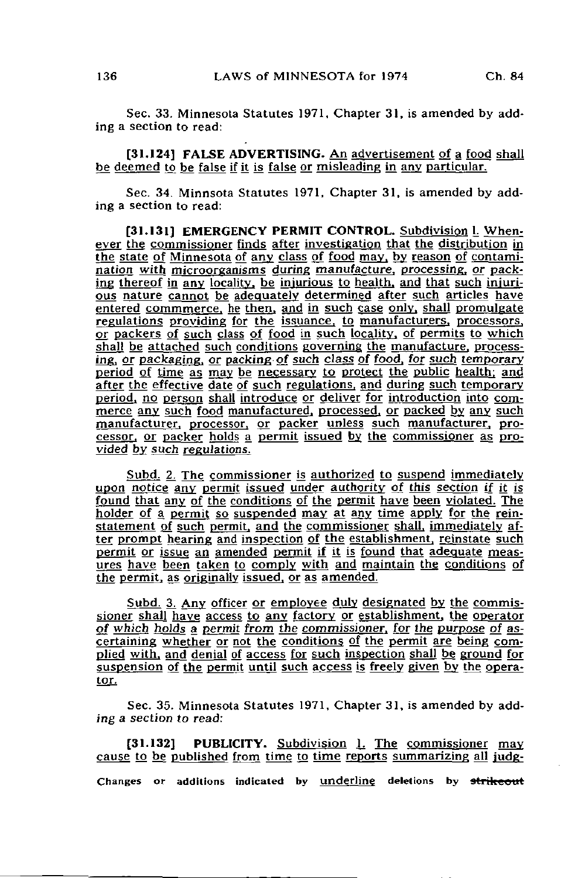Sec. 33. Minnesota Statutes 1971, Chapter 31, is amended by adding a section to read:

[31.124] **FALSE ADVERTISING.** An advertisement of a food shall be deemed to be false if it is false or misleading in any particular.

Sec. 34. Minnsota Statutes 1971, Chapter 31, is amended by adding a section to read:

[31.131] **EMERGENCY PERMIT CONTROL.** Subdivision 1. Whenever the commissioner finds after investigation that the distribution in the state of Minnesota of any class of food may, by reason of contamination with microorganisms during manufacture, processing, or packing thereof in any locality, be injurious to health, and that such injurious nature cannot be adequately determined after such articles have entered commmerce, he then, and in such case only, shall promulgate regulations providing for the issuance, to manufacturers, processors, or packers of such class of food in such locality, of permits to which shall be attached such conditions governing the manufacture, processing, or packaging, or packing of such class of food, for such temporary period of time as may be necessary to protect the public health; and after the effective date of such regulations, and during such temporary period, no person shall introduce or deliver for introduction into commerce any such food manufactured, processed, or packed by any such manufacturer, processor, or packer unless such manufacturer, processor, or packer holds a permit issued by the commissioner as provided by such regulations.

Subd. 2. The commissioner is authorized to suspend immediately upon notice any permit issued under authority of this section if it is found that any of the conditions of the permit have been violated. The holder of a permit so suspended may at any time apply for the reinstatement of such permit, and the commissioner shall, immediately after prompt hearing and inspection of the establishment, reinstate such permit or issue an amended permit if it is found that adequate measures have been taken to comply with and maintain the conditions of the permit, as originally issued, or as amended.

Subd. 3. Any officer or employee duly designated by the commissioner shall have access to any factory or establishment, the operator of which holds a permit from the commissioner, for the purpose of ascertaining whether or not the conditions of the permit are being complied with, and denial of access for such inspection shall be ground for suspension of the permit until such access is freely given by the operator.

Sec. 35. Minnesota Statutes 1971, Chapter 31, is amended by adding a section to read:

[31.132] **PUBLICITY.** Subdivision 1. The commissioner may cause to be published from time to time reports summarizing all judg-

Changes or additions indicated by underline deletions by ~~strikeout~~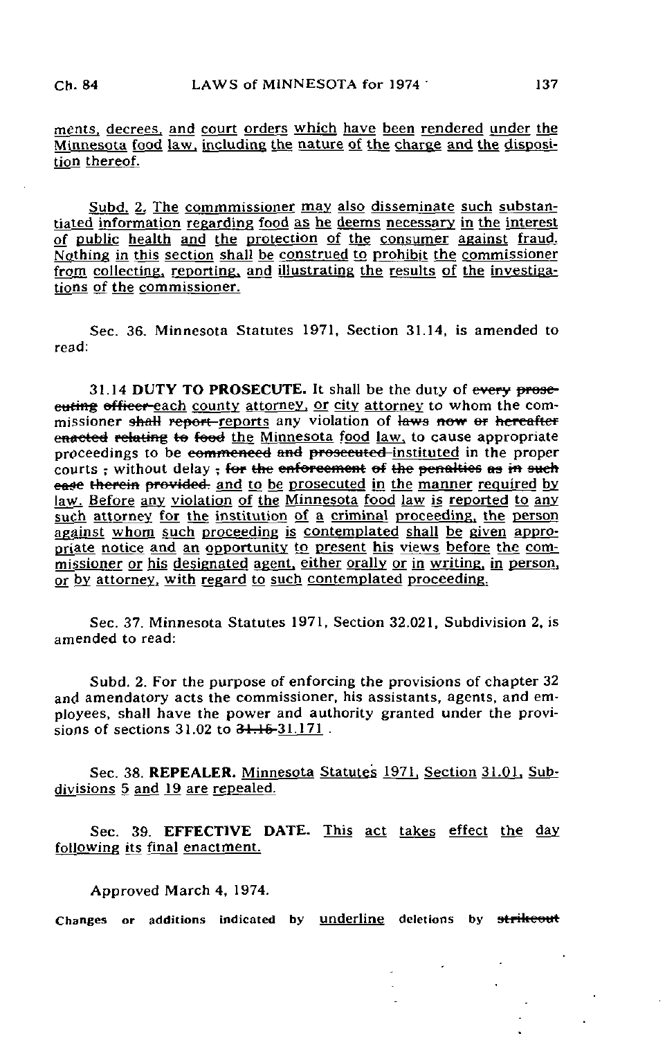ments, decrees, and court orders which have been rendered under the Minnesota food law, including the nature of the charge and the disposition thereof.

Subd. 2. The commmissioner may also disseminate such substantiated information regarding food as he deems necessary in the interest of public health and the protection of the consumer against fraud. Nothing in this section shall be construed to prohibit the commissioner from collecting, reporting, and illustrating the results of the investigations of the commissioner.

Sec. 36. Minnesota Statutes 1971, Section 31.14, is amended to read:

31.14 **DUTY TO PROSECUTE.** It shall be the duty of ~~every prosecuting officer~~ each county attorney, or city attorney to whom the commissioner ~~shall report~~ reports any violation of ~~laws now or hereafter enacted relating to food~~ the Minnesota food law, to cause appropriate proceedings to be ~~commenced and prosecuted~~ instituted in the proper courts ; without delay ; ~~for the enforcement of the penalties as in such case therein provided.~~ and to be prosecuted in the manner required by law. Before any violation of the Minnesota food law is reported to any such attorney for the institution of a criminal proceeding, the person against whom such proceeding is contemplated shall be given appropriate notice and an opportunity to present his views before the commissioner or his designated agent, either orally or in writing, in person, or by attorney, with regard to such contemplated proceeding.

Sec. 37. Minnesota Statutes 1971, Section 32.021, Subdivision 2, is amended to read:

Subd. 2. For the purpose of enforcing the provisions of chapter 32 and amendatory acts the commissioner, his assistants, agents, and employees, shall have the power and authority granted under the provisions of sections 31.02 to ~~31.16~~ 31.171 .

Sec. 38. **REPEALER.** Minnesota Statutes 1971, Section 31.01, Subdivisions 5 and 19 are repealed.

Sec. 39. **EFFECTIVE DATE.** This act takes effect the day following its final enactment.

Approved March 4, 1974.

Changes or additions indicated by underline deletions by ~~strikeout~~